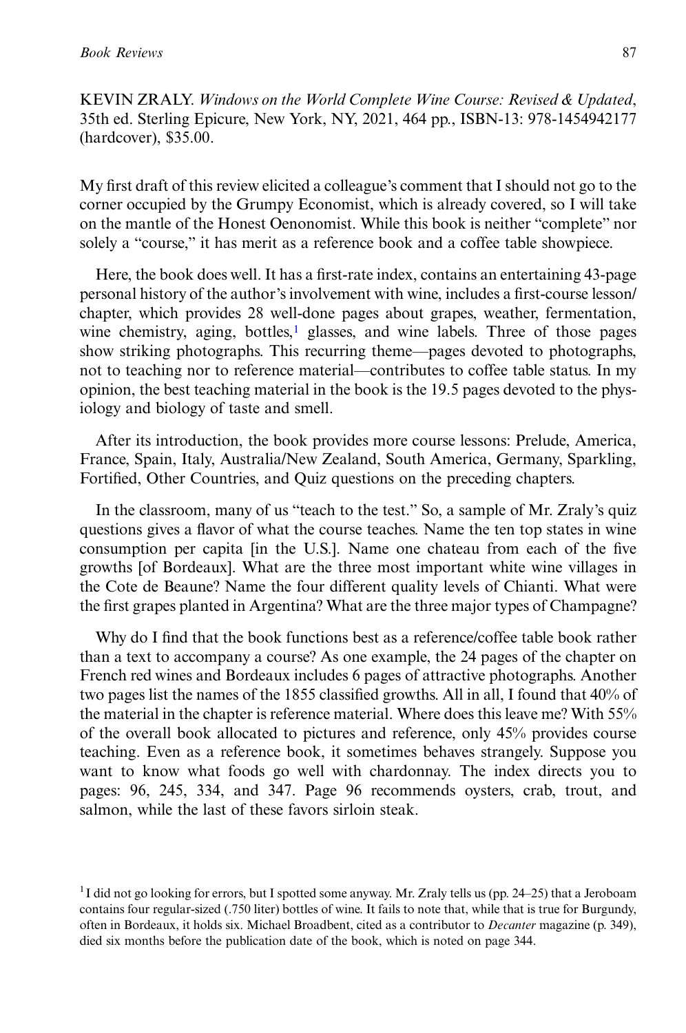KEVIN ZRALY. *Windows on the World Complete Wine Course: Revised & Updated*, 35th ed. Sterling Epicure, New York, NY, 2021, 464 pp., ISBN-13: 978-1454942177 (hardcover), $35.00.

My first draft of this review elicited a colleague's comment that I should not go to the corner occupied by the Grumpy Economist, which is already covered, so I will take on the mantle of the Honest Oenonomist. While this book is neither "complete" nor solely a "course," it has merit as a reference book and a coffee table showpiece.

Here, the book does well. It has a first-rate index, contains an entertaining 43-page personal history of the author's involvement with wine, includes a first-course lesson/chapter, which provides 28 well-done pages about grapes, weather, fermentation, wine chemistry, aging, bottles,[1] glasses, and wine labels. Three of those pages show striking photographs. This recurring theme—pages devoted to photographs, not to teaching nor to reference material—contributes to coffee table status. In my opinion, the best teaching material in the book is the 19.5 pages devoted to the physiology and biology of taste and smell.

After its introduction, the book provides more course lessons: Prelude, America, France, Spain, Italy, Australia/New Zealand, South America, Germany, Sparkling, Fortified, Other Countries, and Quiz questions on the preceding chapters.

In the classroom, many of us "teach to the test." So, a sample of Mr. Zraly's quiz questions gives a flavor of what the course teaches. Name the ten top states in wine consumption per capita [in the U.S.]. Name one chateau from each of the five growths [of Bordeaux]. What are the three most important white wine villages in the Cote de Beaune? Name the four different quality levels of Chianti. What were the first grapes planted in Argentina? What are the three major types of Champagne?

Why do I find that the book functions best as a reference/coffee table book rather than a text to accompany a course? As one example, the 24 pages of the chapter on French red wines and Bordeaux includes 6 pages of attractive photographs. Another two pages list the names of the 1855 classified growths. All in all, I found that 40% of the material in the chapter is reference material. Where does this leave me? With 55% of the overall book allocated to pictures and reference, only 45% provides course teaching. Even as a reference book, it sometimes behaves strangely. Suppose you want to know what foods go well with chardonnay. The index directs you to pages: 96, 245, 334, and 347. Page 96 recommends oysters, crab, trout, and salmon, while the last of these favors sirloin steak.

[1] I did not go looking for errors, but I spotted some anyway. Mr. Zraly tells us (pp. 24–25) that a Jeroboam contains four regular-sized (.750 liter) bottles of wine. It fails to note that, while that is true for Burgundy, often in Bordeaux, it holds six. Michael Broadbent, cited as a contributor to *Decanter* magazine (p. 349), died six months before the publication date of the book, which is noted on page 344.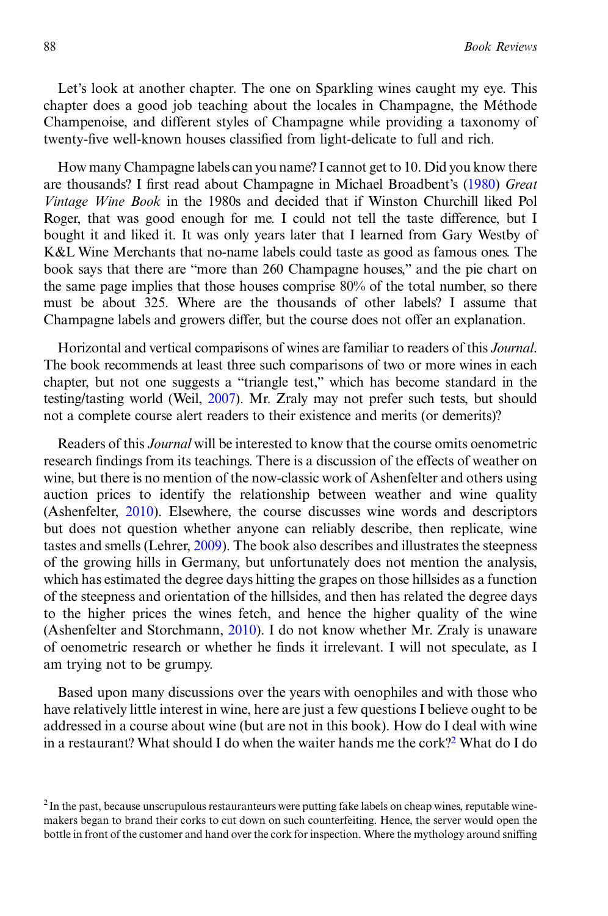Let's look at another chapter. The one on Sparkling wines caught my eye. This chapter does a good job teaching about the locales in Champagne, the Méthode Champenoise, and different styles of Champagne while providing a taxonomy of twenty-five well-known houses classified from light-delicate to full and rich.

How many Champagne labels can you name? I cannot get to 10. Did you know there are thousands? I first read about Champagne in Michael Broadbent's (1980) *Great Vintage Wine Book* in the 1980s and decided that if Winston Churchill liked Pol Roger, that was good enough for me. I could not tell the taste difference, but I bought it and liked it. It was only years later that I learned from Gary Westby of K&L Wine Merchants that no-name labels could taste as good as famous ones. The book says that there are "more than 260 Champagne houses," and the pie chart on the same page implies that those houses comprise 80% of the total number, so there must be about 325. Where are the thousands of other labels? I assume that Champagne labels and growers differ, but the course does not offer an explanation.

Horizontal and vertical comparisons of wines are familiar to readers of this *Journal*. The book recommends at least three such comparisons of two or more wines in each chapter, but not one suggests a "triangle test," which has become standard in the testing/tasting world (Weil, 2007). Mr. Zraly may not prefer such tests, but should not a complete course alert readers to their existence and merits (or demerits)?

Readers of this *Journal* will be interested to know that the course omits oenometric research findings from its teachings. There is a discussion of the effects of weather on wine, but there is no mention of the now-classic work of Ashenfelter and others using auction prices to identify the relationship between weather and wine quality (Ashenfelter, 2010). Elsewhere, the course discusses wine words and descriptors but does not question whether anyone can reliably describe, then replicate, wine tastes and smells (Lehrer, 2009). The book also describes and illustrates the steepness of the growing hills in Germany, but unfortunately does not mention the analysis, which has estimated the degree days hitting the grapes on those hillsides as a function of the steepness and orientation of the hillsides, and then has related the degree days to the higher prices the wines fetch, and hence the higher quality of the wine (Ashenfelter and Storchmann, 2010). I do not know whether Mr. Zraly is unaware of oenometric research or whether he finds it irrelevant. I will not speculate, as I am trying not to be grumpy.

Based upon many discussions over the years with oenophiles and with those who have relatively little interest in wine, here are just a few questions I believe ought to be addressed in a course about wine (but are not in this book). How do I deal with wine in a restaurant? What should I do when the waiter hands me the cork?[2] What do I do

[2] In the past, because unscrupulous restauranteurs were putting fake labels on cheap wines, reputable wine-makers began to brand their corks to cut down on such counterfeiting. Hence, the server would open the bottle in front of the customer and hand over the cork for inspection. Where the mythology around sniffing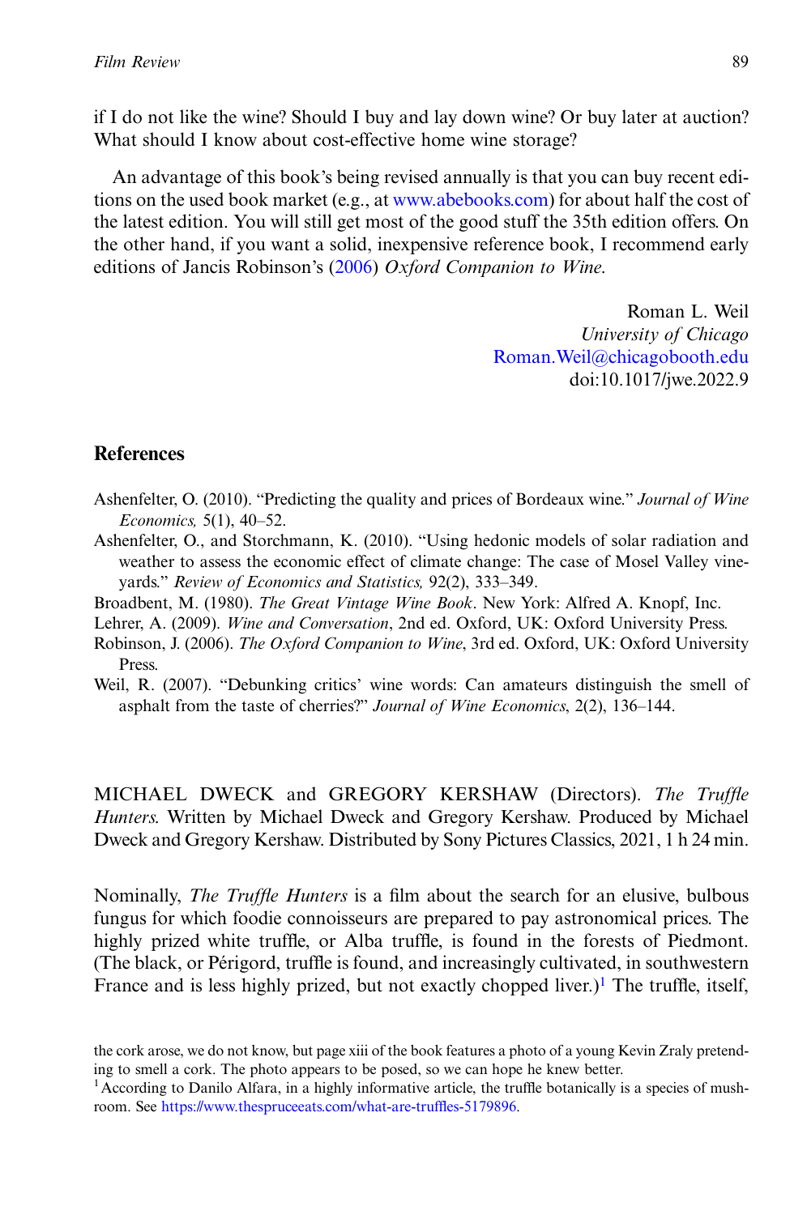if I do not like the wine? Should I buy and lay down wine? Or buy later at auction? What should I know about cost-effective home wine storage?

An advantage of this book's being revised annually is that you can buy recent editions on the used book market (e.g., at www.abebooks.com) for about half the cost of the latest edition. You will still get most of the good stuff the 35th edition offers. On the other hand, if you want a solid, inexpensive reference book, I recommend early editions of Jancis Robinson's (2006) *Oxford Companion to Wine*.

Roman L. Weil  
*University of Chicago*  
Roman.Weil@chicagobooth.edu  
doi:10.1017/jwe.2022.9

## References

Ashenfelter, O. (2010). "Predicting the quality and prices of Bordeaux wine." *Journal of Wine Economics,* 5(1), 40–52.

Ashenfelter, O., and Storchmann, K. (2010). "Using hedonic models of solar radiation and weather to assess the economic effect of climate change: The case of Mosel Valley vineyards." *Review of Economics and Statistics,* 92(2), 333–349.

Broadbent, M. (1980). *The Great Vintage Wine Book*. New York: Alfred A. Knopf, Inc.

Lehrer, A. (2009). *Wine and Conversation*, 2nd ed. Oxford, UK: Oxford University Press.

Robinson, J. (2006). *The Oxford Companion to Wine*, 3rd ed. Oxford, UK: Oxford University Press.

Weil, R. (2007). "Debunking critics' wine words: Can amateurs distinguish the smell of asphalt from the taste of cherries?" *Journal of Wine Economics*, 2(2), 136–144.

MICHAEL DWECK and GREGORY KERSHAW (Directors). *The Truffle Hunters.* Written by Michael Dweck and Gregory Kershaw. Produced by Michael Dweck and Gregory Kershaw. Distributed by Sony Pictures Classics, 2021, 1 h 24 min.

Nominally, *The Truffle Hunters* is a film about the search for an elusive, bulbous fungus for which foodie connoisseurs are prepared to pay astronomical prices. The highly prized white truffle, or Alba truffle, is found in the forests of Piedmont. (The black, or Périgord, truffle is found, and increasingly cultivated, in southwestern France and is less highly prized, but not exactly chopped liver.)[1] The truffle, itself,

the cork arose, we do not know, but page xiii of the book features a photo of a young Kevin Zraly pretending to smell a cork. The photo appears to be posed, so we can hope he knew better.

[1] According to Danilo Alfara, in a highly informative article, the truffle botanically is a species of mushroom. See https://www.thespruceeats.com/what-are-truffles-5179896.